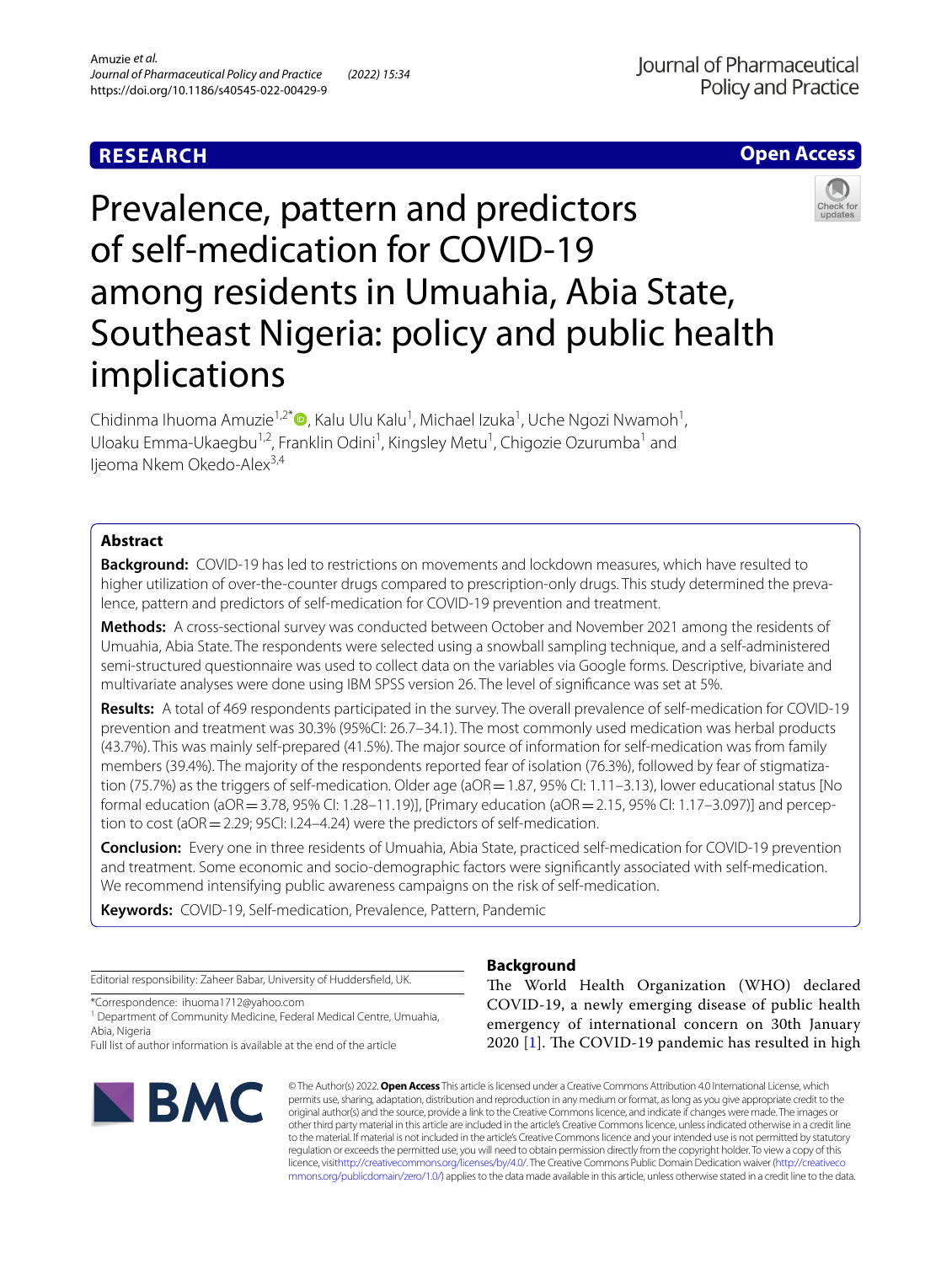**RESEARCH** **Open Access**

# Prevalence, pattern and predictors of self-medication for COVID-19 among residents in Umuahia, Abia State, Southeast Nigeria: policy and public health implications

Chidinma Ihuoma Amuzie[1,2*], Kalu Ulu Kalu[1], Michael Izuka[1], Uche Ngozi Nwamoh[1], Uloaku Emma-Ukaegbu[1,2], Franklin Odini[1], Kingsley Metu[1], Chigozie Ozurumba[1] and Ijeoma Nkem Okedo-Alex[3,4]

## Abstract

**Background:** COVID-19 has led to restrictions on movements and lockdown measures, which have resulted to higher utilization of over-the-counter drugs compared to prescription-only drugs. This study determined the prevalence, pattern and predictors of self-medication for COVID-19 prevention and treatment.

**Methods:** A cross-sectional survey was conducted between October and November 2021 among the residents of Umuahia, Abia State. The respondents were selected using a snowball sampling technique, and a self-administered semi-structured questionnaire was used to collect data on the variables via Google forms. Descriptive, bivariate and multivariate analyses were done using IBM SPSS version 26. The level of significance was set at 5%.

**Results:** A total of 469 respondents participated in the survey. The overall prevalence of self-medication for COVID-19 prevention and treatment was 30.3% (95%CI: 26.7–34.1). The most commonly used medication was herbal products (43.7%). This was mainly self-prepared (41.5%). The major source of information for self-medication was from family members (39.4%). The majority of the respondents reported fear of isolation (76.3%), followed by fear of stigmatization (75.7%) as the triggers of self-medication. Older age (aOR = 1.87, 95% CI: 1.11–3.13), lower educational status [No formal education (aOR = 3.78, 95% CI: 1.28–11.19)], [Primary education (aOR = 2.15, 95% CI: 1.17–3.097)] and perception to cost (aOR = 2.29; 95CI: l.24–4.24) were the predictors of self-medication.

**Conclusion:** Every one in three residents of Umuahia, Abia State, practiced self-medication for COVID-19 prevention and treatment. Some economic and socio-demographic factors were significantly associated with self-medication. We recommend intensifying public awareness campaigns on the risk of self-medication.

**Keywords:** COVID-19, Self-medication, Prevalence, Pattern, Pandemic

Editorial responsibility: Zaheer Babar, University of Huddersfield, UK.

*Correspondence: ihuoma1712@yahoo.com
[1] Department of Community Medicine, Federal Medical Centre, Umuahia, Abia, Nigeria
Full list of author information is available at the end of the article

## Background

The World Health Organization (WHO) declared COVID-19, a newly emerging disease of public health emergency of international concern on 30th January 2020 [1]. The COVID-19 pandemic has resulted in high

© The Author(s) 2022. **Open Access** This article is licensed under a Creative Commons Attribution 4.0 International License, which permits use, sharing, adaptation, distribution and reproduction in any medium or format, as long as you give appropriate credit to the original author(s) and the source, provide a link to the Creative Commons licence, and indicate if changes were made. The images or other third party material in this article are included in the article's Creative Commons licence, unless indicated otherwise in a credit line to the material. If material is not included in the article's Creative Commons licence and your intended use is not permitted by statutory regulation or exceeds the permitted use, you will need to obtain permission directly from the copyright holder. To view a copy of this licence, visit http://creativecommons.org/licenses/by/4.0/. The Creative Commons Public Domain Dedication waiver (http://creativecommons.org/publicdomain/zero/1.0/) applies to the data made available in this article, unless otherwise stated in a credit line to the data.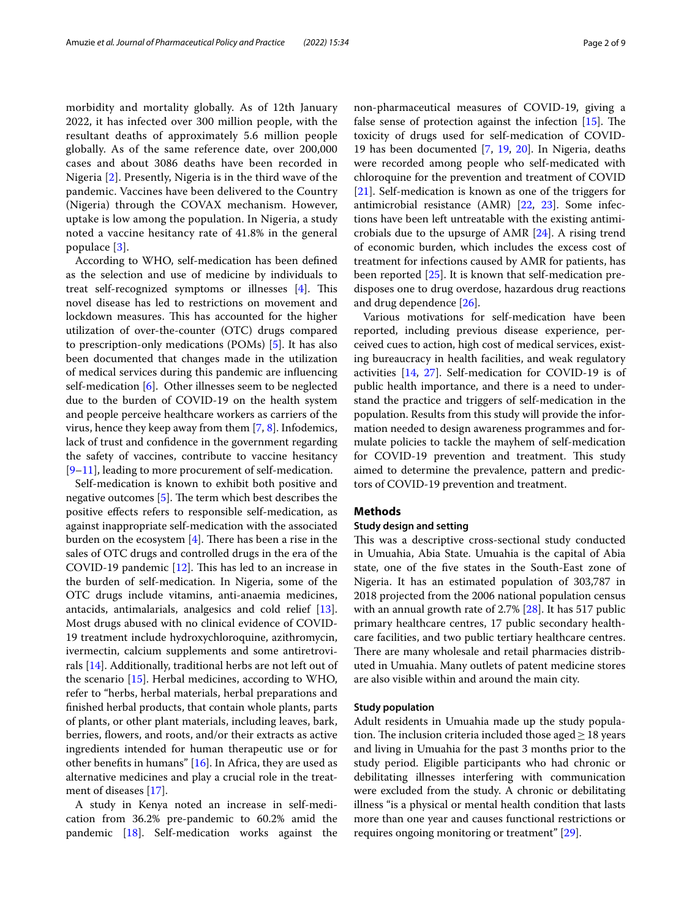morbidity and mortality globally. As of 12th January 2022, it has infected over 300 million people, with the resultant deaths of approximately 5.6 million people globally. As of the same reference date, over 200,000 cases and about 3086 deaths have been recorded in Nigeria [2]. Presently, Nigeria is in the third wave of the pandemic. Vaccines have been delivered to the Country (Nigeria) through the COVAX mechanism. However, uptake is low among the population. In Nigeria, a study noted a vaccine hesitancy rate of 41.8% in the general populace [3].

According to WHO, self-medication has been defined as the selection and use of medicine by individuals to treat self-recognized symptoms or illnesses [4]. This novel disease has led to restrictions on movement and lockdown measures. This has accounted for the higher utilization of over-the-counter (OTC) drugs compared to prescription-only medications (POMs) [5]. It has also been documented that changes made in the utilization of medical services during this pandemic are influencing self-medication [6]. Other illnesses seem to be neglected due to the burden of COVID-19 on the health system and people perceive healthcare workers as carriers of the virus, hence they keep away from them [7, 8]. Infodemics, lack of trust and confidence in the government regarding the safety of vaccines, contribute to vaccine hesitancy [9–11], leading to more procurement of self-medication.

Self-medication is known to exhibit both positive and negative outcomes [5]. The term which best describes the positive effects refers to responsible self-medication, as against inappropriate self-medication with the associated burden on the ecosystem [4]. There has been a rise in the sales of OTC drugs and controlled drugs in the era of the COVID-19 pandemic [12]. This has led to an increase in the burden of self-medication. In Nigeria, some of the OTC drugs include vitamins, anti-anaemia medicines, antacids, antimalarials, analgesics and cold relief [13]. Most drugs abused with no clinical evidence of COVID-19 treatment include hydroxychloroquine, azithromycin, ivermectin, calcium supplements and some antiretrovirals [14]. Additionally, traditional herbs are not left out of the scenario [15]. Herbal medicines, according to WHO, refer to "herbs, herbal materials, herbal preparations and finished herbal products, that contain whole plants, parts of plants, or other plant materials, including leaves, bark, berries, flowers, and roots, and/or their extracts as active ingredients intended for human therapeutic use or for other benefits in humans" [16]. In Africa, they are used as alternative medicines and play a crucial role in the treatment of diseases [17].

A study in Kenya noted an increase in self-medication from 36.2% pre-pandemic to 60.2% amid the pandemic [18]. Self-medication works against the non-pharmaceutical measures of COVID-19, giving a false sense of protection against the infection [15]. The toxicity of drugs used for self-medication of COVID-19 has been documented [7, 19, 20]. In Nigeria, deaths were recorded among people who self-medicated with chloroquine for the prevention and treatment of COVID [21]. Self-medication is known as one of the triggers for antimicrobial resistance (AMR) [22, 23]. Some infections have been left untreatable with the existing antimicrobials due to the upsurge of AMR [24]. A rising trend of economic burden, which includes the excess cost of treatment for infections caused by AMR for patients, has been reported [25]. It is known that self-medication predisposes one to drug overdose, hazardous drug reactions and drug dependence [26].

Various motivations for self-medication have been reported, including previous disease experience, perceived cues to action, high cost of medical services, existing bureaucracy in health facilities, and weak regulatory activities [14, 27]. Self-medication for COVID-19 is of public health importance, and there is a need to understand the practice and triggers of self-medication in the population. Results from this study will provide the information needed to design awareness programmes and formulate policies to tackle the mayhem of self-medication for COVID-19 prevention and treatment. This study aimed to determine the prevalence, pattern and predictors of COVID-19 prevention and treatment.

## Methods

### Study design and setting

This was a descriptive cross-sectional study conducted in Umuahia, Abia State. Umuahia is the capital of Abia state, one of the five states in the South-East zone of Nigeria. It has an estimated population of 303,787 in 2018 projected from the 2006 national population census with an annual growth rate of 2.7% [28]. It has 517 public primary healthcare centres, 17 public secondary healthcare facilities, and two public tertiary healthcare centres. There are many wholesale and retail pharmacies distributed in Umuahia. Many outlets of patent medicine stores are also visible within and around the main city.

### Study population

Adult residents in Umuahia made up the study population. The inclusion criteria included those aged ≥ 18 years and living in Umuahia for the past 3 months prior to the study period. Eligible participants who had chronic or debilitating illnesses interfering with communication were excluded from the study. A chronic or debilitating illness "is a physical or mental health condition that lasts more than one year and causes functional restrictions or requires ongoing monitoring or treatment" [29].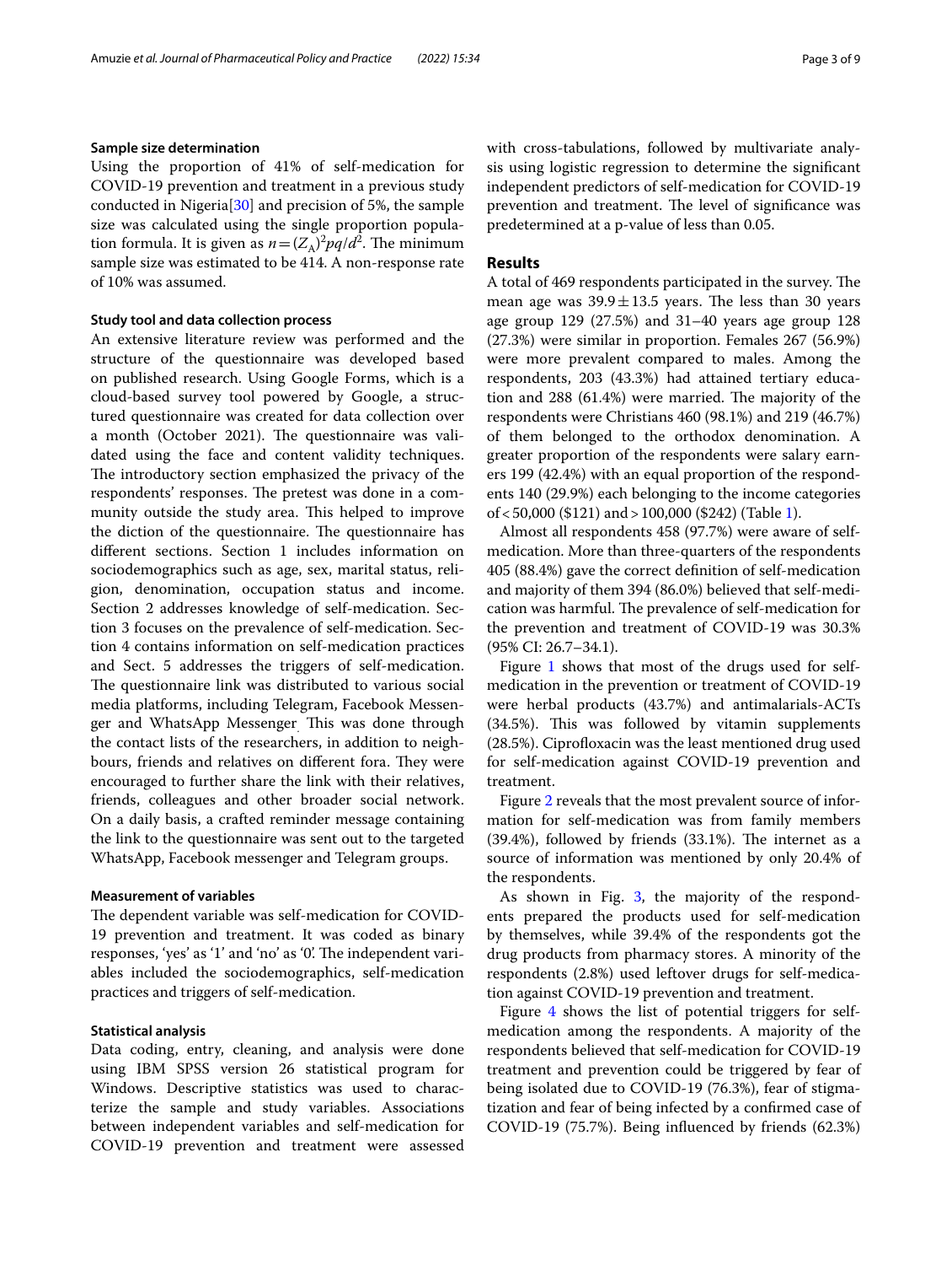### Sample size determination

Using the proportion of 41% of self-medication for COVID-19 prevention and treatment in a previous study conducted in Nigeria[30] and precision of 5%, the sample size was calculated using the single proportion population formula. It is given as $n = (Z_A)^2 pq/d^2$. The minimum sample size was estimated to be 414. A non-response rate of 10% was assumed.

### Study tool and data collection process

An extensive literature review was performed and the structure of the questionnaire was developed based on published research. Using Google Forms, which is a cloud-based survey tool powered by Google, a structured questionnaire was created for data collection over a month (October 2021). The questionnaire was validated using the face and content validity techniques. The introductory section emphasized the privacy of the respondents' responses. The pretest was done in a community outside the study area. This helped to improve the diction of the questionnaire. The questionnaire has different sections. Section 1 includes information on sociodemographics such as age, sex, marital status, religion, denomination, occupation status and income. Section 2 addresses knowledge of self-medication. Section 3 focuses on the prevalence of self-medication. Section 4 contains information on self-medication practices and Sect. 5 addresses the triggers of self-medication. The questionnaire link was distributed to various social media platforms, including Telegram, Facebook Messenger and WhatsApp Messenger. This was done through the contact lists of the researchers, in addition to neighbours, friends and relatives on different fora. They were encouraged to further share the link with their relatives, friends, colleagues and other broader social network. On a daily basis, a crafted reminder message containing the link to the questionnaire was sent out to the targeted WhatsApp, Facebook messenger and Telegram groups.

### Measurement of variables

The dependent variable was self-medication for COVID-19 prevention and treatment. It was coded as binary responses, 'yes' as '1' and 'no' as '0'. The independent variables included the sociodemographics, self-medication practices and triggers of self-medication.

### Statistical analysis

Data coding, entry, cleaning, and analysis were done using IBM SPSS version 26 statistical program for Windows. Descriptive statistics was used to characterize the sample and study variables. Associations between independent variables and self-medication for COVID-19 prevention and treatment were assessed with cross-tabulations, followed by multivariate analysis using logistic regression to determine the significant independent predictors of self-medication for COVID-19 prevention and treatment. The level of significance was predetermined at a p-value of less than 0.05.

## Results

A total of 469 respondents participated in the survey. The mean age was $39.9 \pm 13.5$ years. The less than 30 years age group 129 (27.5%) and 31–40 years age group 128 (27.3%) were similar in proportion. Females 267 (56.9%) were more prevalent compared to males. Among the respondents, 203 (43.3%) had attained tertiary education and 288 (61.4%) were married. The majority of the respondents were Christians 460 (98.1%) and 219 (46.7%) of them belonged to the orthodox denomination. A greater proportion of the respondents were salary earners 199 (42.4%) with an equal proportion of the respondents 140 (29.9%) each belonging to the income categories of < 50,000 ($121) and > 100,000 ($242) (Table 1).

Almost all respondents 458 (97.7%) were aware of self-medication. More than three-quarters of the respondents 405 (88.4%) gave the correct definition of self-medication and majority of them 394 (86.0%) believed that self-medication was harmful. The prevalence of self-medication for the prevention and treatment of COVID-19 was 30.3% (95% CI: 26.7–34.1).

Figure 1 shows that most of the drugs used for self-medication in the prevention or treatment of COVID-19 were herbal products (43.7%) and antimalarials-ACTs (34.5%). This was followed by vitamin supplements (28.5%). Ciprofloxacin was the least mentioned drug used for self-medication against COVID-19 prevention and treatment.

Figure 2 reveals that the most prevalent source of information for self-medication was from family members (39.4%), followed by friends (33.1%). The internet as a source of information was mentioned by only 20.4% of the respondents.

As shown in Fig. 3, the majority of the respondents prepared the products used for self-medication by themselves, while 39.4% of the respondents got the drug products from pharmacy stores. A minority of the respondents (2.8%) used leftover drugs for self-medication against COVID-19 prevention and treatment.

Figure 4 shows the list of potential triggers for self-medication among the respondents. A majority of the respondents believed that self-medication for COVID-19 treatment and prevention could be triggered by fear of being isolated due to COVID-19 (76.3%), fear of stigmatization and fear of being infected by a confirmed case of COVID-19 (75.7%). Being influenced by friends (62.3%)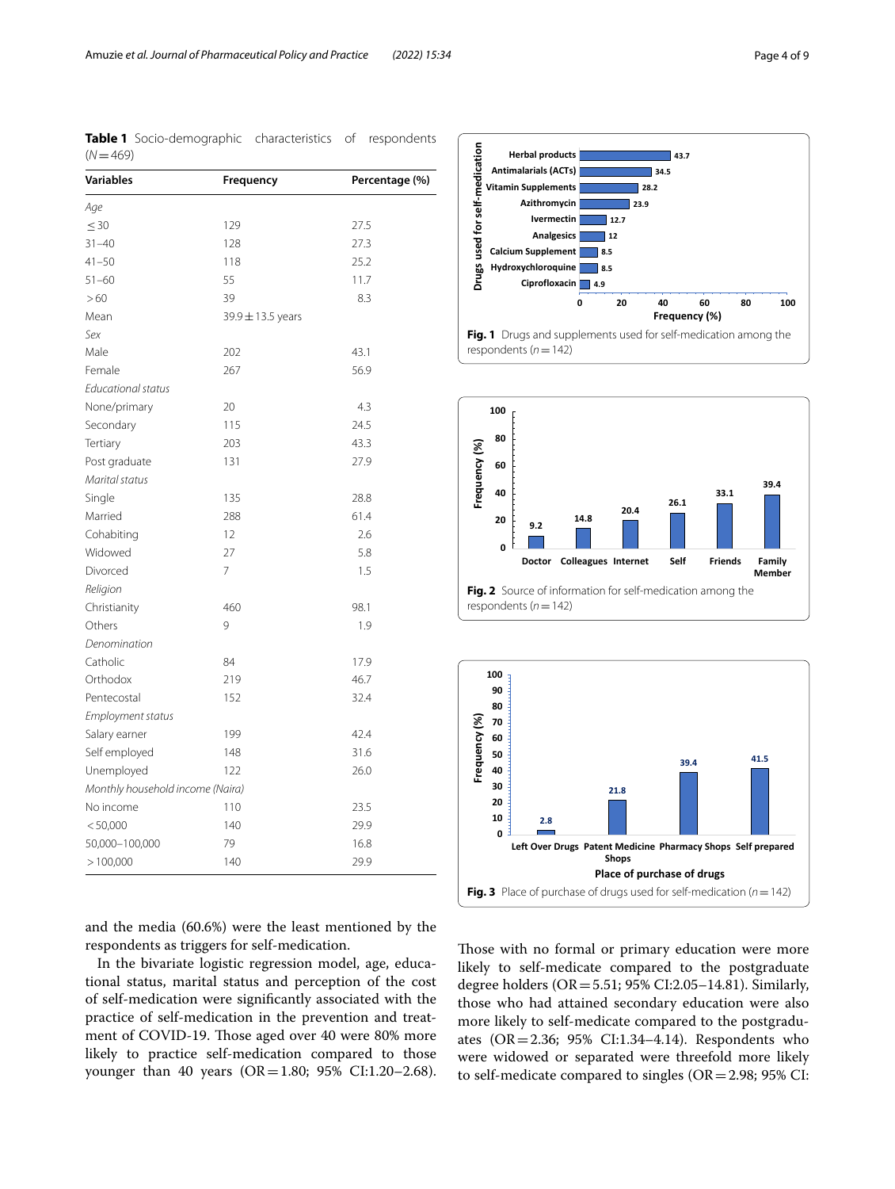**Table 1** Socio-demographic characteristics of respondents (*N* = 469)

| Variables | Frequency | Percentage (%) |
|---|---|---|
| *Age* | | |
| ≤ 30 | 129 | 27.5 |
| 31–40 | 128 | 27.3 |
| 41–50 | 118 | 25.2 |
| 51–60 | 55 | 11.7 |
| > 60 | 39 | 8.3 |
| Mean | 39.9 ± 13.5 years | |
| *Sex* | | |
| Male | 202 | 43.1 |
| Female | 267 | 56.9 |
| *Educational status* | | |
| None/primary | 20 | 4.3 |
| Secondary | 115 | 24.5 |
| Tertiary | 203 | 43.3 |
| Post graduate | 131 | 27.9 |
| *Marital status* | | |
| Single | 135 | 28.8 |
| Married | 288 | 61.4 |
| Cohabiting | 12 | 2.6 |
| Widowed | 27 | 5.8 |
| Divorced | 7 | 1.5 |
| *Religion* | | |
| Christianity | 460 | 98.1 |
| Others | 9 | 1.9 |
| *Denomination* | | |
| Catholic | 84 | 17.9 |
| Orthodox | 219 | 46.7 |
| Pentecostal | 152 | 32.4 |
| *Employment status* | | |
| Salary earner | 199 | 42.4 |
| Self employed | 148 | 31.6 |
| Unemployed | 122 | 26.0 |
| *Monthly household income (Naira)* | | |
| No income | 110 | 23.5 |
| < 50,000 | 140 | 29.9 |
| 50,000–100,000 | 79 | 16.8 |
| > 100,000 | 140 | 29.9 |

**Fig. 1** Drugs and supplements used for self-medication among the respondents (*n* = 142)

**Fig. 2** Source of information for self-medication among the respondents (*n* = 142)

**Fig. 3** Place of purchase of drugs used for self-medication (*n* = 142)

and the media (60.6%) were the least mentioned by the respondents as triggers for self-medication.

In the bivariate logistic regression model, age, educational status, marital status and perception of the cost of self-medication were significantly associated with the practice of self-medication in the prevention and treatment of COVID-19. Those aged over 40 were 80% more likely to practice self-medication compared to those younger than 40 years (OR = 1.80; 95% CI:1.20–2.68). Those with no formal or primary education were more likely to self-medicate compared to the postgraduate degree holders (OR = 5.51; 95% CI:2.05–14.81). Similarly, those who had attained secondary education were also more likely to self-medicate compared to the postgraduates (OR = 2.36; 95% CI:1.34–4.14). Respondents who were widowed or separated were threefold more likely to self-medicate compared to singles (OR = 2.98; 95% CI: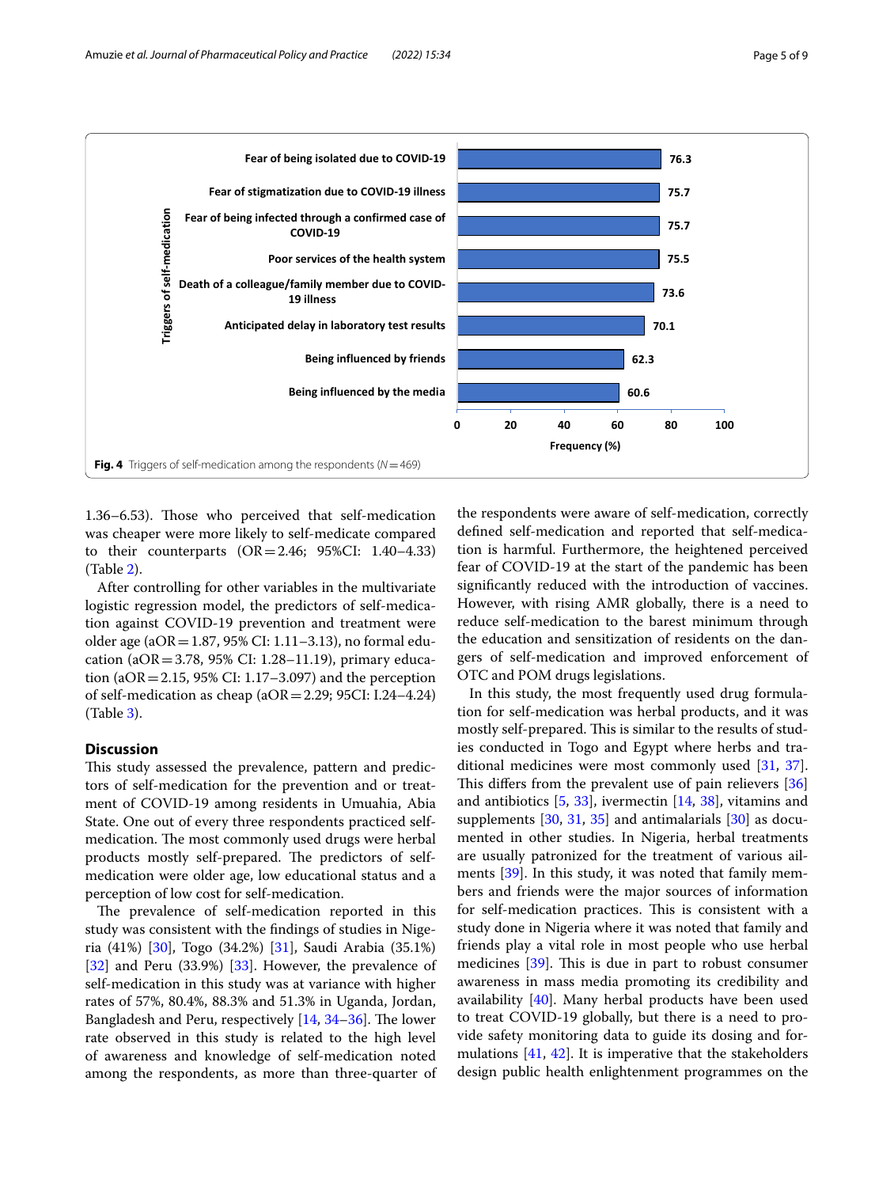Fig. 4 Triggers of self-medication among the respondents ($N = 469$)

| Triggers of self-medication | Frequency (%) |
|---|---|
| Fear of being isolated due to COVID-19 | 76.3 |
| Fear of stigmatization due to COVID-19 illness | 75.7 |
| Fear of being infected through a confirmed case of COVID-19 | 75.7 |
| Poor services of the health system | 75.5 |
| Death of a colleague/family member due to COVID-19 illness | 73.6 |
| Anticipated delay in laboratory test results | 70.1 |
| Being influenced by friends | 62.3 |
| Being influenced by the media | 60.6 |

1.36–6.53). Those who perceived that self-medication was cheaper were more likely to self-medicate compared to their counterparts (OR = 2.46; 95%CI: 1.40–4.33) (Table 2).

After controlling for other variables in the multivariate logistic regression model, the predictors of self-medication against COVID-19 prevention and treatment were older age (aOR = 1.87, 95% CI: 1.11–3.13), no formal education (aOR = 3.78, 95% CI: 1.28–11.19), primary education (aOR = 2.15, 95% CI: 1.17–3.097) and the perception of self-medication as cheap (aOR = 2.29; 95CI: I.24–4.24) (Table 3).

## Discussion

This study assessed the prevalence, pattern and predictors of self-medication for the prevention and or treatment of COVID-19 among residents in Umuahia, Abia State. One out of every three respondents practiced self-medication. The most commonly used drugs were herbal products mostly self-prepared. The predictors of self-medication were older age, low educational status and a perception of low cost for self-medication.

The prevalence of self-medication reported in this study was consistent with the findings of studies in Nigeria (41%) [30], Togo (34.2%) [31], Saudi Arabia (35.1%) [32] and Peru (33.9%) [33]. However, the prevalence of self-medication in this study was at variance with higher rates of 57%, 80.4%, 88.3% and 51.3% in Uganda, Jordan, Bangladesh and Peru, respectively [14, 34–36]. The lower rate observed in this study is related to the high level of awareness and knowledge of self-medication noted among the respondents, as more than three-quarter of the respondents were aware of self-medication, correctly defined self-medication and reported that self-medication is harmful. Furthermore, the heightened perceived fear of COVID-19 at the start of the pandemic has been significantly reduced with the introduction of vaccines. However, with rising AMR globally, there is a need to reduce self-medication to the barest minimum through the education and sensitization of residents on the dangers of self-medication and improved enforcement of OTC and POM drugs legislations.

In this study, the most frequently used drug formulation for self-medication was herbal products, and it was mostly self-prepared. This is similar to the results of studies conducted in Togo and Egypt where herbs and traditional medicines were most commonly used [31, 37]. This differs from the prevalent use of pain relievers [36] and antibiotics [5, 33], ivermectin [14, 38], vitamins and supplements [30, 31, 35] and antimalarials [30] as documented in other studies. In Nigeria, herbal treatments are usually patronized for the treatment of various ailments [39]. In this study, it was noted that family members and friends were the major sources of information for self-medication practices. This is consistent with a study done in Nigeria where it was noted that family and friends play a vital role in most people who use herbal medicines [39]. This is due in part to robust consumer awareness in mass media promoting its credibility and availability [40]. Many herbal products have been used to treat COVID-19 globally, but there is a need to provide safety monitoring data to guide its dosing and formulations [41, 42]. It is imperative that the stakeholders design public health enlightenment programmes on the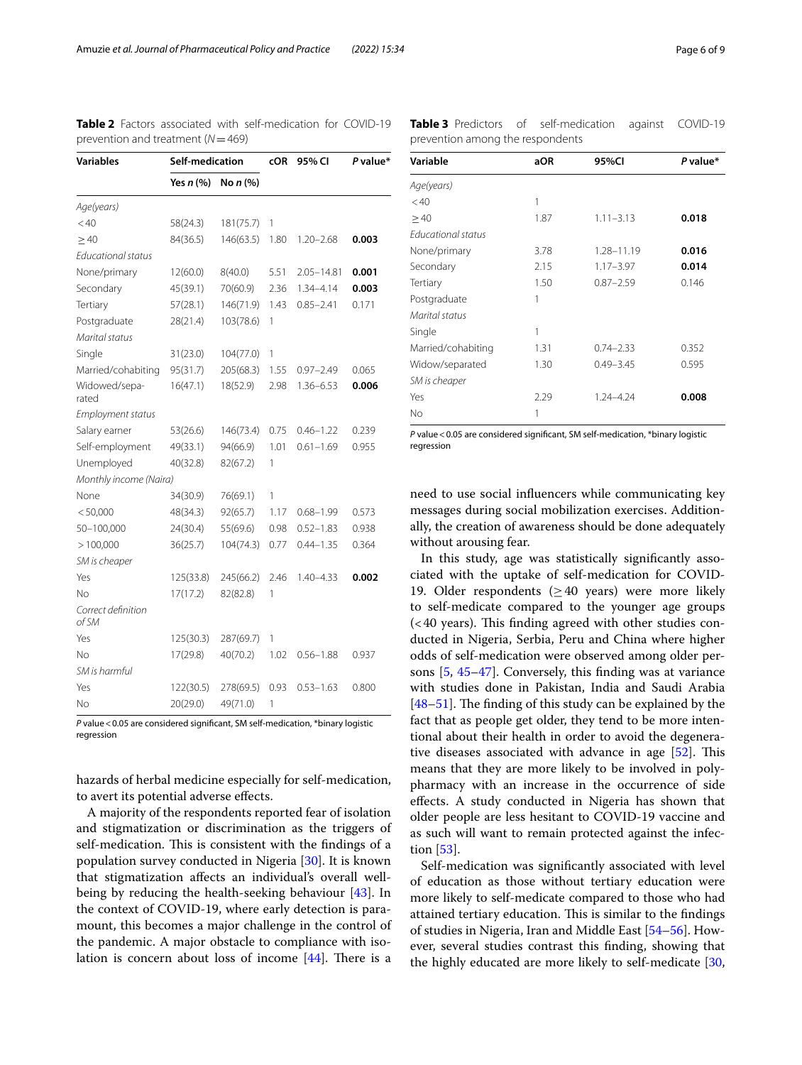**Table 2** Factors associated with self-medication for COVID-19 prevention and treatment ($N = 469$)

| Variables | Self-medication | | cOR | 95% CI | *P* value* |
|---|---|---|---|---|---|
| | Yes *n* (%) | No *n* (%) | | | |
| *Age(years)* | | | | | |
| <40 | 58(24.3) | 181(75.7) | 1 | | |
| ≥40 | 84(36.5) | 146(63.5) | 1.80 | 1.20–2.68 | **0.003** |
| *Educational status* | | | | | |
| None/primary | 12(60.0) | 8(40.0) | 5.51 | 2.05–14.81 | **0.001** |
| Secondary | 45(39.1) | 70(60.9) | 2.36 | 1.34–4.14 | **0.003** |
| Tertiary | 57(28.1) | 146(71.9) | 1.43 | 0.85–2.41 | 0.171 |
| Postgraduate | 28(21.4) | 103(78.6) | 1 | | |
| *Marital status* | | | | | |
| Single | 31(23.0) | 104(77.0) | 1 | | |
| Married/cohabiting | 95(31.7) | 205(68.3) | 1.55 | 0.97–2.49 | 0.065 |
| Widowed/separated | 16(47.1) | 18(52.9) | 2.98 | 1.36–6.53 | **0.006** |
| *Employment status* | | | | | |
| Salary earner | 53(26.6) | 146(73.4) | 0.75 | 0.46–1.22 | 0.239 |
| Self-employment | 49(33.1) | 94(66.9) | 1.01 | 0.61–1.69 | 0.955 |
| Unemployed | 40(32.8) | 82(67.2) | 1 | | |
| *Monthly income (Naira)* | | | | | |
| None | 34(30.9) | 76(69.1) | 1 | | |
| <50,000 | 48(34.3) | 92(65.7) | 1.17 | 0.68–1.99 | 0.573 |
| 50–100,000 | 24(30.4) | 55(69.6) | 0.98 | 0.52–1.83 | 0.938 |
| >100,000 | 36(25.7) | 104(74.3) | 0.77 | 0.44–1.35 | 0.364 |
| *SM is cheaper* | | | | | |
| Yes | 125(33.8) | 245(66.2) | 2.46 | 1.40–4.33 | **0.002** |
| No | 17(17.2) | 82(82.8) | 1 | | |
| *Correct definition of SM* | | | | | |
| Yes | 125(30.3) | 287(69.7) | 1 | | |
| No | 17(29.8) | 40(70.2) | 1.02 | 0.56–1.88 | 0.937 |
| *SM is harmful* | | | | | |
| Yes | 122(30.5) | 278(69.5) | 0.93 | 0.53–1.63 | 0.800 |
| No | 20(29.0) | 49(71.0) | 1 | | |

*P* value < 0.05 are considered significant, SM self-medication, *binary logistic regression

**Table 3** Predictors of self-medication against COVID-19 prevention among the respondents

| Variable | aOR | 95%CI | *P* value* |
|---|---|---|---|
| *Age(years)* | | | |
| <40 | 1 | | |
| ≥40 | 1.87 | 1.11–3.13 | **0.018** |
| *Educational status* | | | |
| None/primary | 3.78 | 1.28–11.19 | **0.016** |
| Secondary | 2.15 | 1.17–3.97 | **0.014** |
| Tertiary | 1.50 | 0.87–2.59 | 0.146 |
| Postgraduate | 1 | | |
| *Marital status* | | | |
| Single | 1 | | |
| Married/cohabiting | 1.31 | 0.74–2.33 | 0.352 |
| Widow/separated | 1.30 | 0.49–3.45 | 0.595 |
| *SM is cheaper* | | | |
| Yes | 2.29 | 1.24–4.24 | **0.008** |
| No | 1 | | |

*P* value < 0.05 are considered significant, SM self-medication, *binary logistic regression

hazards of herbal medicine especially for self-medication, to avert its potential adverse effects.

A majority of the respondents reported fear of isolation and stigmatization or discrimination as the triggers of self-medication. This is consistent with the findings of a population survey conducted in Nigeria [30]. It is known that stigmatization affects an individual's overall well-being by reducing the health-seeking behaviour [43]. In the context of COVID-19, where early detection is paramount, this becomes a major challenge in the control of the pandemic. A major obstacle to compliance with isolation is concern about loss of income [44]. There is a need to use social influencers while communicating key messages during social mobilization exercises. Additionally, the creation of awareness should be done adequately without arousing fear.

In this study, age was statistically significantly associated with the uptake of self-medication for COVID-19. Older respondents (≥40 years) were more likely to self-medicate compared to the younger age groups (<40 years). This finding agreed with other studies conducted in Nigeria, Serbia, Peru and China where higher odds of self-medication were observed among older persons [5, 45–47]. Conversely, this finding was at variance with studies done in Pakistan, India and Saudi Arabia [48–51]. The finding of this study can be explained by the fact that as people get older, they tend to be more intentional about their health in order to avoid the degenerative diseases associated with advance in age [52]. This means that they are more likely to be involved in polypharmacy with an increase in the occurrence of side effects. A study conducted in Nigeria has shown that older people are less hesitant to COVID-19 vaccine and as such will want to remain protected against the infection [53].

Self-medication was significantly associated with level of education as those without tertiary education were more likely to self-medicate compared to those who had attained tertiary education. This is similar to the findings of studies in Nigeria, Iran and Middle East [54–56]. However, several studies contrast this finding, showing that the highly educated are more likely to self-medicate [30,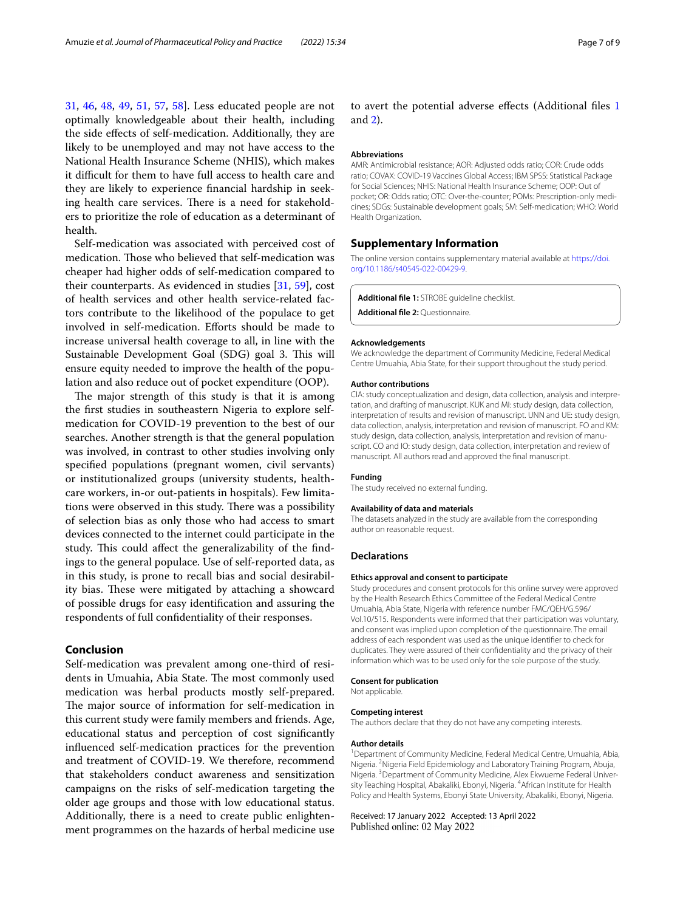31, 46, 48, 49, 51, 57, 58]. Less educated people are not optimally knowledgeable about their health, including the side effects of self-medication. Additionally, they are likely to be unemployed and may not have access to the National Health Insurance Scheme (NHIS), which makes it difficult for them to have full access to health care and they are likely to experience financial hardship in seeking health care services. There is a need for stakeholders to prioritize the role of education as a determinant of health.

Self-medication was associated with perceived cost of medication. Those who believed that self-medication was cheaper had higher odds of self-medication compared to their counterparts. As evidenced in studies [31, 59], cost of health services and other health service-related factors contribute to the likelihood of the populace to get involved in self-medication. Efforts should be made to increase universal health coverage to all, in line with the Sustainable Development Goal (SDG) goal 3. This will ensure equity needed to improve the health of the population and also reduce out of pocket expenditure (OOP).

The major strength of this study is that it is among the first studies in southeastern Nigeria to explore self-medication for COVID-19 prevention to the best of our searches. Another strength is that the general population was involved, in contrast to other studies involving only specified populations (pregnant women, civil servants) or institutionalized groups (university students, healthcare workers, in-or out-patients in hospitals). Few limitations were observed in this study. There was a possibility of selection bias as only those who had access to smart devices connected to the internet could participate in the study. This could affect the generalizability of the findings to the general populace. Use of self-reported data, as in this study, is prone to recall bias and social desirability bias. These were mitigated by attaching a showcard of possible drugs for easy identification and assuring the respondents of full confidentiality of their responses.

## Conclusion

Self-medication was prevalent among one-third of residents in Umuahia, Abia State. The most commonly used medication was herbal products mostly self-prepared. The major source of information for self-medication in this current study were family members and friends. Age, educational status and perception of cost significantly influenced self-medication practices for the prevention and treatment of COVID-19. We therefore, recommend that stakeholders conduct awareness and sensitization campaigns on the risks of self-medication targeting the older age groups and those with low educational status. Additionally, there is a need to create public enlightenment programmes on the hazards of herbal medicine use to avert the potential adverse effects (Additional files 1 and 2).

#### Abbreviations

AMR: Antimicrobial resistance; AOR: Adjusted odds ratio; COR: Crude odds ratio; COVAX: COVID-19 Vaccines Global Access; IBM SPSS: Statistical Package for Social Sciences; NHIS: National Health Insurance Scheme; OOP: Out of pocket; OR: Odds ratio; OTC: Over-the-counter; POMs: Prescription-only medicines; SDGs: Sustainable development goals; SM: Self-medication; WHO: World Health Organization.

## Supplementary Information

The online version contains supplementary material available at https://doi.org/10.1186/s40545-022-00429-9.

**Additional file 1:** STROBE guideline checklist.

**Additional file 2:** Questionnaire.

#### Acknowledgements

We acknowledge the department of Community Medicine, Federal Medical Centre Umuahia, Abia State, for their support throughout the study period.

#### Author contributions

CIA: study conceptualization and design, data collection, analysis and interpretation, and drafting of manuscript. KUK and MI: study design, data collection, interpretation of results and revision of manuscript. UNN and UE: study design, data collection, analysis, interpretation and revision of manuscript. FO and KM: study design, data collection, analysis, interpretation and revision of manuscript. CO and IO: study design, data collection, interpretation and review of manuscript. All authors read and approved the final manuscript.

#### Funding

The study received no external funding.

#### Availability of data and materials

The datasets analyzed in the study are available from the corresponding author on reasonable request.

## Declarations

#### Ethics approval and consent to participate

Study procedures and consent protocols for this online survey were approved by the Health Research Ethics Committee of the Federal Medical Centre Umuahia, Abia State, Nigeria with reference number FMC/QEH/G.596/Vol.10/515. Respondents were informed that their participation was voluntary, and consent was implied upon completion of the questionnaire. The email address of each respondent was used as the unique identifier to check for duplicates. They were assured of their confidentiality and the privacy of their information which was to be used only for the sole purpose of the study.

#### Consent for publication

Not applicable.

#### Competing interest

The authors declare that they do not have any competing interests.

#### Author details

[1]Department of Community Medicine, Federal Medical Centre, Umuahia, Abia, Nigeria. [2]Nigeria Field Epidemiology and Laboratory Training Program, Abuja, Nigeria. [3]Department of Community Medicine, Alex Ekwueme Federal University Teaching Hospital, Abakaliki, Ebonyi, Nigeria. [4]African Institute for Health Policy and Health Systems, Ebonyi State University, Abakaliki, Ebonyi, Nigeria.

Received: 17 January 2022 Accepted: 13 April 2022
Published online: 02 May 2022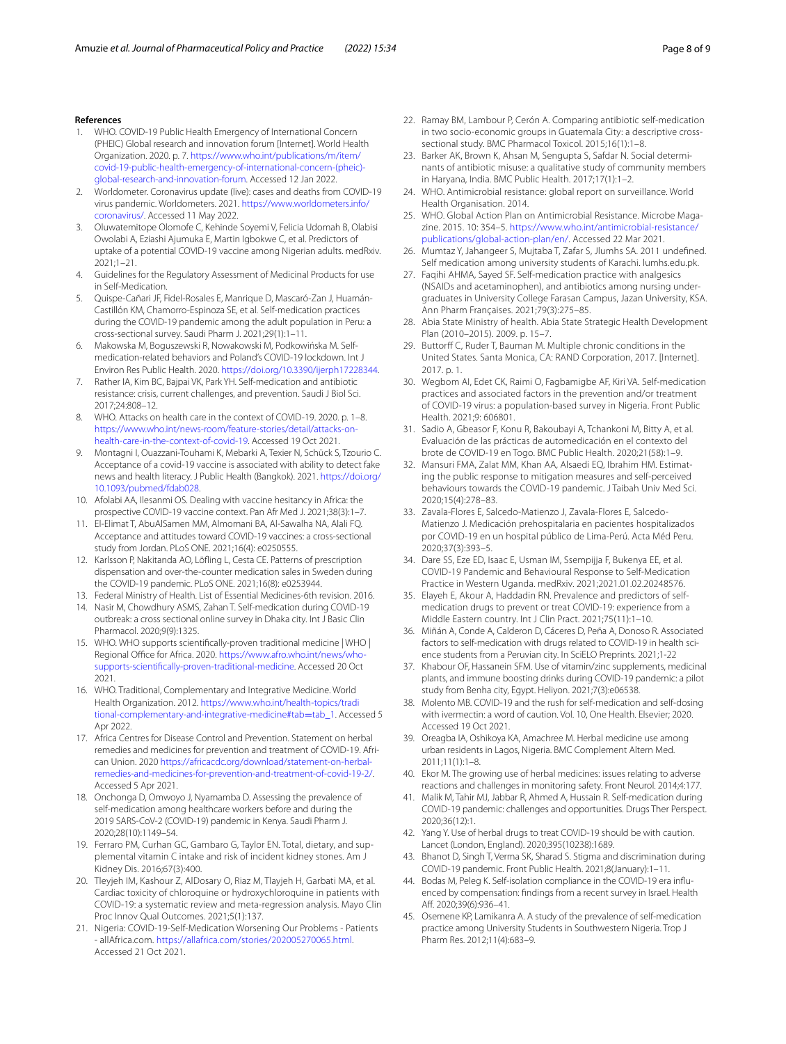## References

1. WHO. COVID-19 Public Health Emergency of International Concern (PHEIC) Global research and innovation forum [Internet]. World Health Organization. 2020. p. 7. https://www.who.int/publications/m/item/covid-19-public-health-emergency-of-international-concern-(pheic)-global-research-and-innovation-forum. Accessed 12 Jan 2022.
2. Worldometer. Coronavirus update (live): cases and deaths from COVID-19 virus pandemic. Worldometers. 2021. https://www.worldometers.info/coronavirus/. Accessed 11 May 2022.
3. Oluwatemitope Olomofe C, Kehinde Soyemi V, Felicia Udomah B, Olabisi Owolabi A, Eziashi Ajumuka E, Martin Igbokwe C, et al. Predictors of uptake of a potential COVID-19 vaccine among Nigerian adults. medRxiv. 2021;1–21.
4. Guidelines for the Regulatory Assessment of Medicinal Products for use in Self-Medication.
5. Quispe-Cañari JF, Fidel-Rosales E, Manrique D, Mascaró-Zan J, Huamán-Castillón KM, Chamorro-Espinoza SE, et al. Self-medication practices during the COVID-19 pandemic among the adult population in Peru: a cross-sectional survey. Saudi Pharm J. 2021;29(1):1–11.
6. Makowska M, Boguszewski R, Nowakowski M, Podkowińska M. Self-medication-related behaviors and Poland's COVID-19 lockdown. Int J Environ Res Public Health. 2020. https://doi.org/10.3390/ijerph17228344.
7. Rather IA, Kim BC, Bajpai VK, Park YH. Self-medication and antibiotic resistance: crisis, current challenges, and prevention. Saudi J Biol Sci. 2017;24:808–12.
8. WHO. Attacks on health care in the context of COVID-19. 2020. p. 1–8. https://www.who.int/news-room/feature-stories/detail/attacks-on-health-care-in-the-context-of-covid-19. Accessed 19 Oct 2021.
9. Montagni I, Ouazzani-Touhami K, Mebarki A, Texier N, Schück S, Tzourio C. Acceptance of a covid-19 vaccine is associated with ability to detect fake news and health literacy. J Public Health (Bangkok). 2021. https://doi.org/10.1093/pubmed/fdab028.
10. Afolabi AA, Ilesanmi OS. Dealing with vaccine hesitancy in Africa: the prospective COVID-19 vaccine context. Pan Afr Med J. 2021;38(3):1–7.
11. El-Elimat T, AbuAlSamen MM, Almomani BA, Al-Sawalha NA, Alali FQ. Acceptance and attitudes toward COVID-19 vaccines: a cross-sectional study from Jordan. PLoS ONE. 2021;16(4): e0250555.
12. Karlsson P, Nakitanda AO, Löfling L, Cesta CE. Patterns of prescription dispensation and over-the-counter medication sales in Sweden during the COVID-19 pandemic. PLoS ONE. 2021;16(8): e0253944.
13. Federal Ministry of Health. List of Essential Medicines-6th revision. 2016.
14. Nasir M, Chowdhury ASMS, Zahan T. Self-medication during COVID-19 outbreak: a cross sectional online survey in Dhaka city. Int J Basic Clin Pharmacol. 2020;9(9):1325.
15. WHO. WHO supports scientifically-proven traditional medicine | WHO | Regional Office for Africa. 2020. https://www.afro.who.int/news/who-supports-scientifically-proven-traditional-medicine. Accessed 20 Oct 2021.
16. WHO. Traditional, Complementary and Integrative Medicine. World Health Organization. 2012. https://www.who.int/health-topics/traditional-complementary-and-integrative-medicine#tab=tab_1. Accessed 5 Apr 2022.
17. Africa Centres for Disease Control and Prevention. Statement on herbal remedies and medicines for prevention and treatment of COVID-19. African Union. 2020 https://africacdc.org/download/statement-on-herbal-remedies-and-medicines-for-prevention-and-treatment-of-covid-19-2/. Accessed 5 Apr 2021.
18. Onchonga D, Omwoyo J, Nyamamba D. Assessing the prevalence of self-medication among healthcare workers before and during the 2019 SARS-CoV-2 (COVID-19) pandemic in Kenya. Saudi Pharm J. 2020;28(10):1149–54.
19. Ferraro PM, Curhan GC, Gambaro G, Taylor EN. Total, dietary, and supplemental vitamin C intake and risk of incident kidney stones. Am J Kidney Dis. 2016;67(3):400.
20. Tleyjeh IM, Kashour Z, AlDosary O, Riaz M, Tlayjeh H, Garbati MA, et al. Cardiac toxicity of chloroquine or hydroxychloroquine in patients with COVID-19: a systematic review and meta-regression analysis. Mayo Clin Proc Innov Qual Outcomes. 2021;5(1):137.
21. Nigeria: COVID-19-Self-Medication Worsening Our Problems - Patients - allAfrica.com. https://allafrica.com/stories/202005270065.html. Accessed 21 Oct 2021.
22. Ramay BM, Lambour P, Cerón A. Comparing antibiotic self-medication in two socio-economic groups in Guatemala City: a descriptive cross-sectional study. BMC Pharmacol Toxicol. 2015;16(1):1–8.
23. Barker AK, Brown K, Ahsan M, Sengupta S, Safdar N. Social determinants of antibiotic misuse: a qualitative study of community members in Haryana, India. BMC Public Health. 2017;17(1):1–2.
24. WHO. Antimicrobial resistance: global report on surveillance. World Health Organisation. 2014.
25. WHO. Global Action Plan on Antimicrobial Resistance. Microbe Magazine. 2015. 10: 354–5. https://www.who.int/antimicrobial-resistance/publications/global-action-plan/en/. Accessed 22 Mar 2021.
26. Mumtaz Y, Jahangeer S, Mujtaba T, Zafar S, Jlumhs SA. 2011 undefined. Self medication among university students of Karachi. lumhs.edu.pk.
27. Faqihi AHMA, Sayed SF. Self-medication practice with analgesics (NSAIDs and acetaminophen), and antibiotics among nursing undergraduates in University College Farasan Campus, Jazan University, KSA. Ann Pharm Françaises. 2021;79(3):275–85.
28. Abia State Ministry of health. Abia State Strategic Health Development Plan (2010–2015). 2009. p. 15–7.
29. Buttorff C, Ruder T, Bauman M. Multiple chronic conditions in the United States. Santa Monica, CA: RAND Corporation, 2017. [Internet]. 2017. p. 1.
30. Wegbom AI, Edet CK, Raimi O, Fagbamigbe AF, Kiri VA. Self-medication practices and associated factors in the prevention and/or treatment of COVID-19 virus: a population-based survey in Nigeria. Front Public Health. 2021;9: 606801.
31. Sadio A, Gbeasor F, Konu R, Bakoubayi A, Tchankoni M, Bitty A, et al. Evaluación de las prácticas de automedicación en el contexto del brote de COVID-19 en Togo. BMC Public Health. 2020;21(58):1–9.
32. Mansuri FMA, Zalat MM, Khan AA, Alsaedi EQ, Ibrahim HM. Estimating the public response to mitigation measures and self-perceived behaviours towards the COVID-19 pandemic. J Taibah Univ Med Sci. 2020;15(4):278–83.
33. Zavala-Flores E, Salcedo-Matienzo J, Zavala-Flores E, Salcedo-Matienzo J. Medicación prehospitalaria en pacientes hospitalizados por COVID-19 en un hospital público de Lima-Perú. Acta Méd Peru. 2020;37(3):393–5.
34. Dare SS, Eze ED, Isaac E, Usman IM, Ssempijja F, Bukenya EE, et al. COVID-19 Pandemic and Behavioural Response to Self-Medication Practice in Western Uganda. medRxiv. 2021;2021.01.02.20248576.
35. Elayeh E, Akour A, Haddadin RN. Prevalence and predictors of self-medication drugs to prevent or treat COVID-19: experience from a Middle Eastern country. Int J Clin Pract. 2021;75(11):1–10.
36. Miñán A, Conde A, Calderon D, Cáceres D, Peña A, Donoso R. Associated factors to self-medication with drugs related to COVID-19 in health science students from a Peruvian city. In SciELO Preprints. 2021;1-22
37. Khabour OF, Hassanein SFM. Use of vitamin/zinc supplements, medicinal plants, and immune boosting drinks during COVID-19 pandemic: a pilot study from Benha city, Egypt. Heliyon. 2021;7(3):e06538.
38. Molento MB. COVID-19 and the rush for self-medication and self-dosing with ivermectin: a word of caution. Vol. 10, One Health. Elsevier; 2020. Accessed 19 Oct 2021.
39. Oreagba IA, Oshikoya KA, Amachree M. Herbal medicine use among urban residents in Lagos, Nigeria. BMC Complement Altern Med. 2011;11(1):1–8.
40. Ekor M. The growing use of herbal medicines: issues relating to adverse reactions and challenges in monitoring safety. Front Neurol. 2014;4:177.
41. Malik M, Tahir MJ, Jabbar R, Ahmed A, Hussain R. Self-medication during COVID-19 pandemic: challenges and opportunities. Drugs Ther Perspect. 2020;36(12):1.
42. Yang Y. Use of herbal drugs to treat COVID-19 should be with caution. Lancet (London, England). 2020;395(10238):1689.
43. Bhanot D, Singh T, Verma SK, Sharad S. Stigma and discrimination during COVID-19 pandemic. Front Public Health. 2021;8(January):1–11.
44. Bodas M, Peleg K. Self-isolation compliance in the COVID-19 era influenced by compensation: findings from a recent survey in Israel. Health Aff. 2020;39(6):936–41.
45. Osemene KP, Lamikanra A. A study of the prevalence of self-medication practice among University Students in Southwestern Nigeria. Trop J Pharm Res. 2012;11(4):683–9.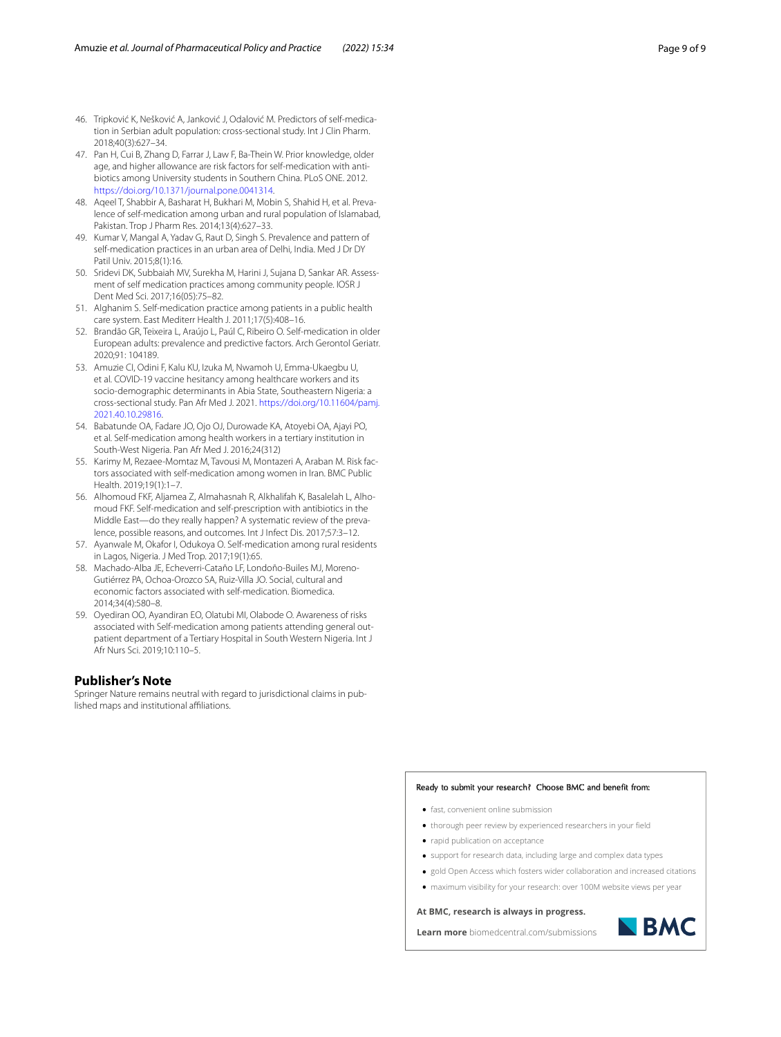46. Tripković K, Nešković A, Janković J, Odalović M. Predictors of self-medication in Serbian adult population: cross-sectional study. Int J Clin Pharm. 2018;40(3):627–34.
47. Pan H, Cui B, Zhang D, Farrar J, Law F, Ba-Thein W. Prior knowledge, older age, and higher allowance are risk factors for self-medication with antibiotics among University students in Southern China. PLoS ONE. 2012. https://doi.org/10.1371/journal.pone.0041314.
48. Aqeel T, Shabbir A, Basharat H, Bukhari M, Mobin S, Shahid H, et al. Prevalence of self-medication among urban and rural population of Islamabad, Pakistan. Trop J Pharm Res. 2014;13(4):627–33.
49. Kumar V, Mangal A, Yadav G, Raut D, Singh S. Prevalence and pattern of self-medication practices in an urban area of Delhi, India. Med J Dr DY Patil Univ. 2015;8(1):16.
50. Sridevi DK, Subbaiah MV, Surekha M, Harini J, Sujana D, Sankar AR. Assessment of self medication practices among community people. IOSR J Dent Med Sci. 2017;16(05):75–82.
51. Alghanim S. Self-medication practice among patients in a public health care system. East Mediterr Health J. 2011;17(5):408–16.
52. Brandão GR, Teixeira L, Araújo L, Paúl C, Ribeiro O. Self-medication in older European adults: prevalence and predictive factors. Arch Gerontol Geriatr. 2020;91: 104189.
53. Amuzie CI, Odini F, Kalu KU, Izuka M, Nwamoh U, Emma-Ukaegbu U, et al. COVID-19 vaccine hesitancy among healthcare workers and its socio-demographic determinants in Abia State, Southeastern Nigeria: a cross-sectional study. Pan Afr Med J. 2021. https://doi.org/10.11604/pamj.2021.40.10.29816.
54. Babatunde OA, Fadare JO, Ojo OJ, Durowade KA, Atoyebi OA, Ajayi PO, et al. Self-medication among health workers in a tertiary institution in South-West Nigeria. Pan Afr Med J. 2016;24(312)
55. Karimy M, Rezaee-Momtaz M, Tavousi M, Montazeri A, Araban M. Risk factors associated with self-medication among women in Iran. BMC Public Health. 2019;19(1):1–7.
56. Alhomoud FKF, Aljamea Z, Almahasnah R, Alkhalifah K, Basalelah L, Alhomoud FKF. Self-medication and self-prescription with antibiotics in the Middle East—do they really happen? A systematic review of the prevalence, possible reasons, and outcomes. Int J Infect Dis. 2017;57:3–12.
57. Ayanwale M, Okafor I, Odukoya O. Self-medication among rural residents in Lagos, Nigeria. J Med Trop. 2017;19(1):65.
58. Machado-Alba JE, Echeverri-Cataño LF, Londoño-Builes MJ, Moreno-Gutiérrez PA, Ochoa-Orozco SA, Ruiz-Villa JO. Social, cultural and economic factors associated with self-medication. Biomedica. 2014;34(4):580–8.
59. Oyediran OO, Ayandiran EO, Olatubi MI, Olabode O. Awareness of risks associated with Self-medication among patients attending general outpatient department of a Tertiary Hospital in South Western Nigeria. Int J Afr Nurs Sci. 2019;10:110–5.

## Publisher's Note

Springer Nature remains neutral with regard to jurisdictional claims in published maps and institutional affiliations.

Ready to submit your research? Choose BMC and benefit from:

- fast, convenient online submission
- thorough peer review by experienced researchers in your field
- rapid publication on acceptance
- support for research data, including large and complex data types
- gold Open Access which fosters wider collaboration and increased citations
- maximum visibility for your research: over 100M website views per year

**At BMC, research is always in progress.**

**Learn more** biomedcentral.com/submissions